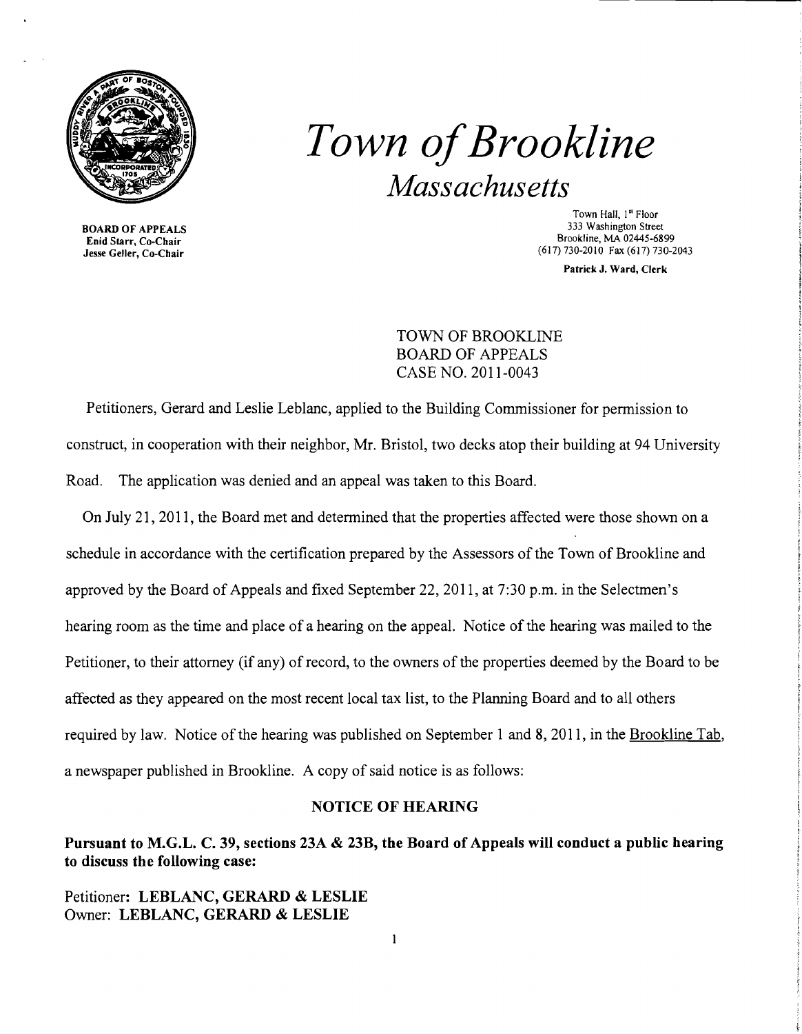# *Town of Brookline*

## *Massachusetts*

**BOARD OF APPEALS**
**Enid Starr, Co-Chair**
**Jesse Geller, Co-Chair**

Town Hall, 1st Floor
333 Washington Street
Brookline, MA 02445-6899
(617) 730-2010 Fax (617) 730-2043

**Patrick J. Ward, Clerk**

TOWN OF BROOKLINE
BOARD OF APPEALS
CASE NO. 2011-0043

Petitioners, Gerard and Leslie Leblanc, applied to the Building Commissioner for permission to construct, in cooperation with their neighbor, Mr. Bristol, two decks atop their building at 94 University Road. The application was denied and an appeal was taken to this Board.

On July 21, 2011, the Board met and determined that the properties affected were those shown on a schedule in accordance with the certification prepared by the Assessors of the Town of Brookline and approved by the Board of Appeals and fixed September 22, 2011, at 7:30 p.m. in the Selectmen's hearing room as the time and place of a hearing on the appeal. Notice of the hearing was mailed to the Petitioner, to their attorney (if any) of record, to the owners of the properties deemed by the Board to be affected as they appeared on the most recent local tax list, to the Planning Board and to all others required by law. Notice of the hearing was published on September 1 and 8, 2011, in the Brookline Tab, a newspaper published in Brookline. A copy of said notice is as follows:

**NOTICE OF HEARING**

**Pursuant to M.G.L. C. 39, sections 23A & 23B, the Board of Appeals will conduct a public hearing to discuss the following case:**

Petitioner: **LEBLANC, GERARD & LESLIE**
Owner: **LEBLANC, GERARD & LESLIE**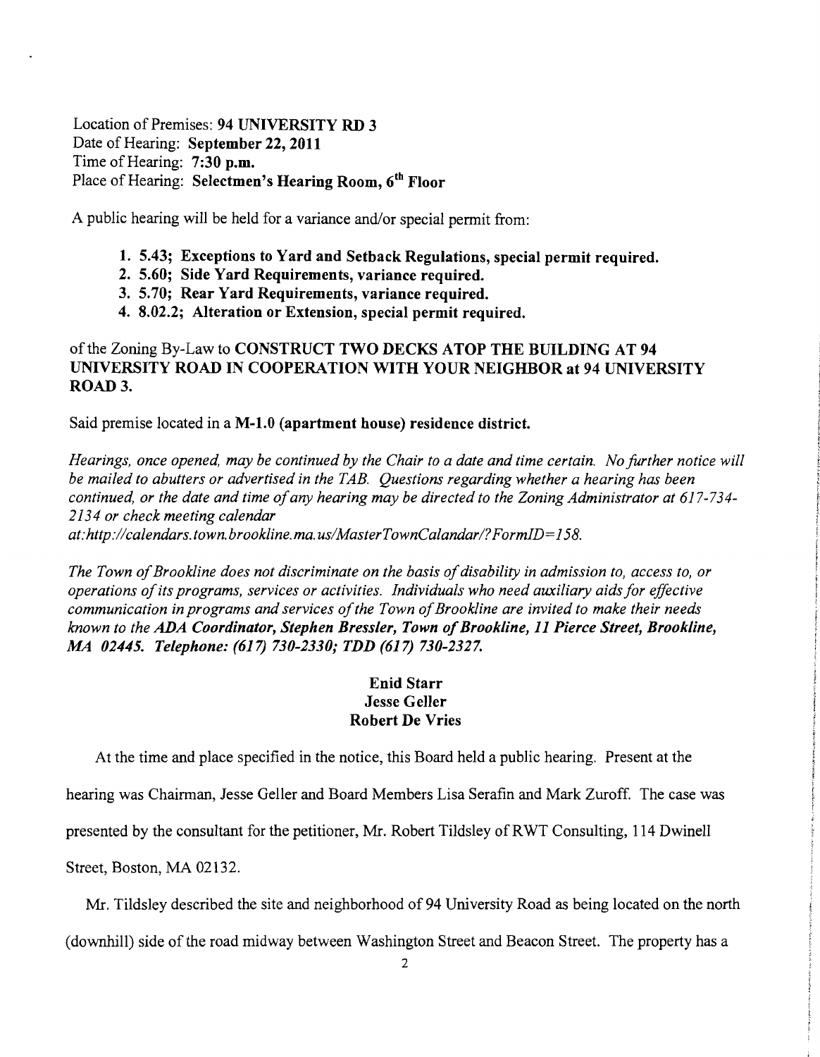Location of Premises: **94 UNIVERSITY RD 3**
Date of Hearing: **September 22, 2011**
Time of Hearing: **7:30 p.m.**
Place of Hearing: **Selectmen's Hearing Room, 6th Floor**

A public hearing will be held for a variance and/or special permit from:

1. **5.43; Exceptions to Yard and Setback Regulations, special permit required.**
2. **5.60; Side Yard Requirements, variance required.**
3. **5.70; Rear Yard Requirements, variance required.**
4. **8.02.2; Alteration or Extension, special permit required.**

of the Zoning By-Law to **CONSTRUCT TWO DECKS ATOP THE BUILDING AT 94 UNIVERSITY ROAD IN COOPERATION WITH YOUR NEIGHBOR at 94 UNIVERSITY ROAD 3.**

Said premise located in a **M-1.0 (apartment house) residence district.**

*Hearings, once opened, may be continued by the Chair to a date and time certain. No further notice will be mailed to abutters or advertised in the TAB. Questions regarding whether a hearing has been continued, or the date and time of any hearing may be directed to the Zoning Administrator at 617-734-2134 or check meeting calendar at:http://calendars.town.brookline.ma.us/MasterTownCalandar/?FormID=158.*

*The Town of Brookline does not discriminate on the basis of disability in admission to, access to, or operations of its programs, services or activities. Individuals who need auxiliary aids for effective communication in programs and services of the Town of Brookline are invited to make their needs known to the* ***ADA Coordinator, Stephen Bressler, Town of Brookline, 11 Pierce Street, Brookline, MA 02445. Telephone: (617) 730-2330; TDD (617) 730-2327.***

**Enid Starr**
**Jesse Geller**
**Robert De Vries**

At the time and place specified in the notice, this Board held a public hearing. Present at the hearing was Chairman, Jesse Geller and Board Members Lisa Serafin and Mark Zuroff. The case was presented by the consultant for the petitioner, Mr. Robert Tildsley of RWT Consulting, 114 Dwinell Street, Boston, MA 02132.

Mr. Tildsley described the site and neighborhood of 94 University Road as being located on the north (downhill) side of the road midway between Washington Street and Beacon Street. The property has a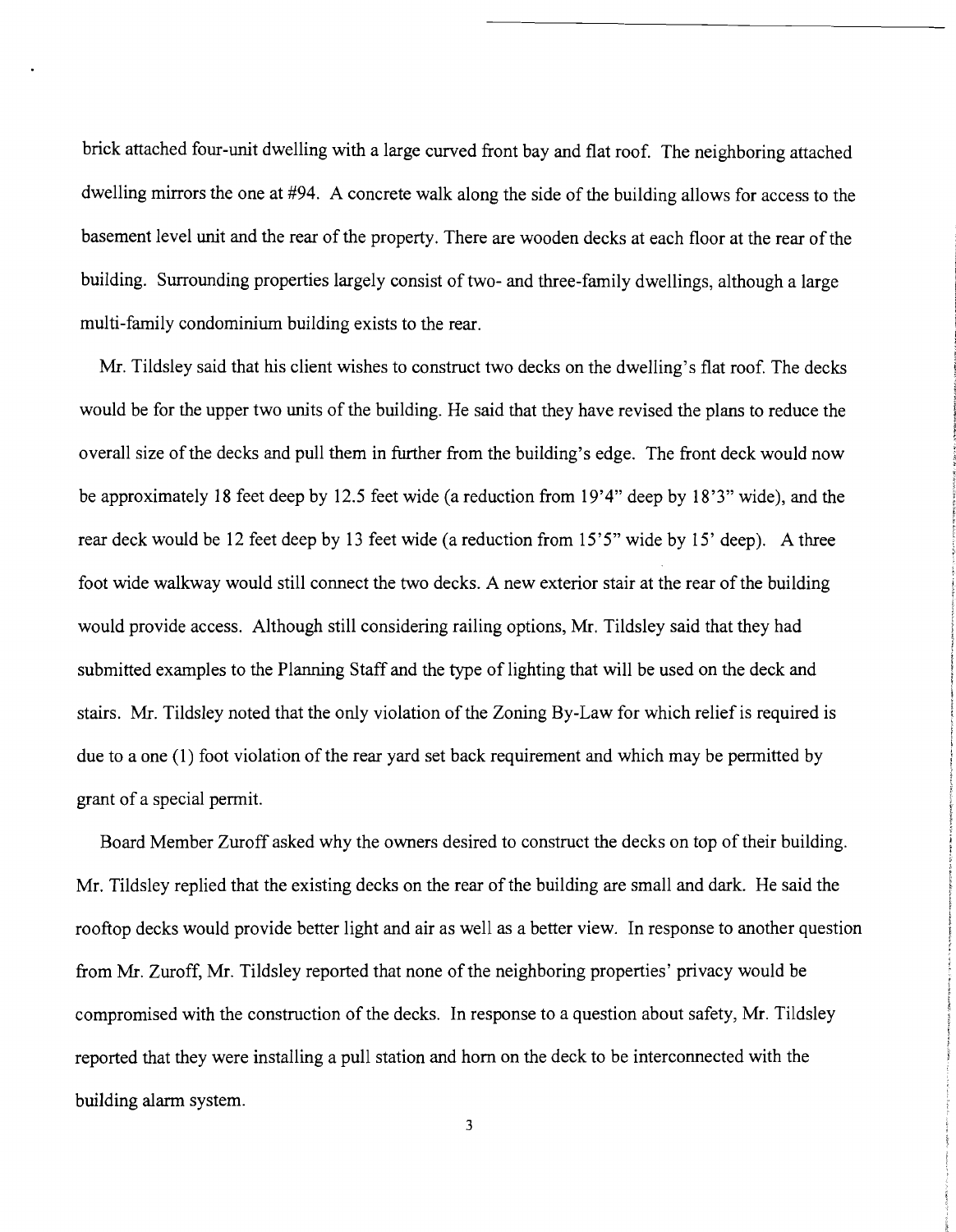brick attached four-unit dwelling with a large curved front bay and flat roof. The neighboring attached dwelling mirrors the one at #94. A concrete walk along the side of the building allows for access to the basement level unit and the rear of the property. There are wooden decks at each floor at the rear of the building. Surrounding properties largely consist of two- and three-family dwellings, although a large multi-family condominium building exists to the rear.

Mr. Tildsley said that his client wishes to construct two decks on the dwelling's flat roof. The decks would be for the upper two units of the building. He said that they have revised the plans to reduce the overall size of the decks and pull them in further from the building's edge. The front deck would now be approximately 18 feet deep by 12.5 feet wide (a reduction from 19'4" deep by 18'3" wide), and the rear deck would be 12 feet deep by 13 feet wide (a reduction from 15'5" wide by 15' deep). A three foot wide walkway would still connect the two decks. A new exterior stair at the rear of the building would provide access. Although still considering railing options, Mr. Tildsley said that they had submitted examples to the Planning Staff and the type of lighting that will be used on the deck and stairs. Mr. Tildsley noted that the only violation of the Zoning By-Law for which relief is required is due to a one (1) foot violation of the rear yard set back requirement and which may be permitted by grant of a special permit.

Board Member Zuroff asked why the owners desired to construct the decks on top of their building. Mr. Tildsley replied that the existing decks on the rear of the building are small and dark. He said the rooftop decks would provide better light and air as well as a better view. In response to another question from Mr. Zuroff, Mr. Tildsley reported that none of the neighboring properties' privacy would be compromised with the construction of the decks. In response to a question about safety, Mr. Tildsley reported that they were installing a pull station and horn on the deck to be interconnected with the building alarm system.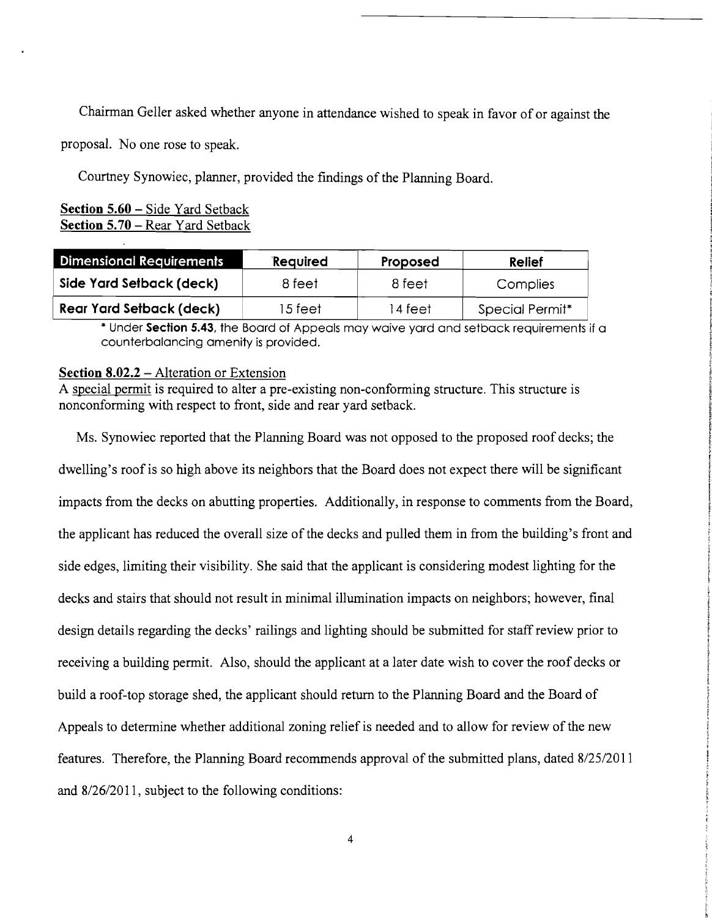Chairman Geller asked whether anyone in attendance wished to speak in favor of or against the proposal. No one rose to speak.

Courtney Synowiec, planner, provided the findings of the Planning Board.

**Section 5.60** – Side Yard Setback
**Section 5.70** – Rear Yard Setback

| Dimensional Requirements | Required | Proposed | Relief |
|---|---|---|---|
| Side Yard Setback (deck) | 8 feet | 8 feet | Complies |
| Rear Yard Setback (deck) | 15 feet | 14 feet | Special Permit* |

\* Under **Section 5.43**, the Board of Appeals may waive yard and setback requirements if a counterbalancing amenity is provided.

**Section 8.02.2** – Alteration or Extension
A special permit is required to alter a pre-existing non-conforming structure. This structure is nonconforming with respect to front, side and rear yard setback.

Ms. Synowiec reported that the Planning Board was not opposed to the proposed roof decks; the dwelling's roof is so high above its neighbors that the Board does not expect there will be significant impacts from the decks on abutting properties. Additionally, in response to comments from the Board, the applicant has reduced the overall size of the decks and pulled them in from the building's front and side edges, limiting their visibility. She said that the applicant is considering modest lighting for the decks and stairs that should not result in minimal illumination impacts on neighbors; however, final design details regarding the decks' railings and lighting should be submitted for staff review prior to receiving a building permit. Also, should the applicant at a later date wish to cover the roof decks or build a roof-top storage shed, the applicant should return to the Planning Board and the Board of Appeals to determine whether additional zoning relief is needed and to allow for review of the new features. Therefore, the Planning Board recommends approval of the submitted plans, dated 8/25/2011 and 8/26/2011, subject to the following conditions: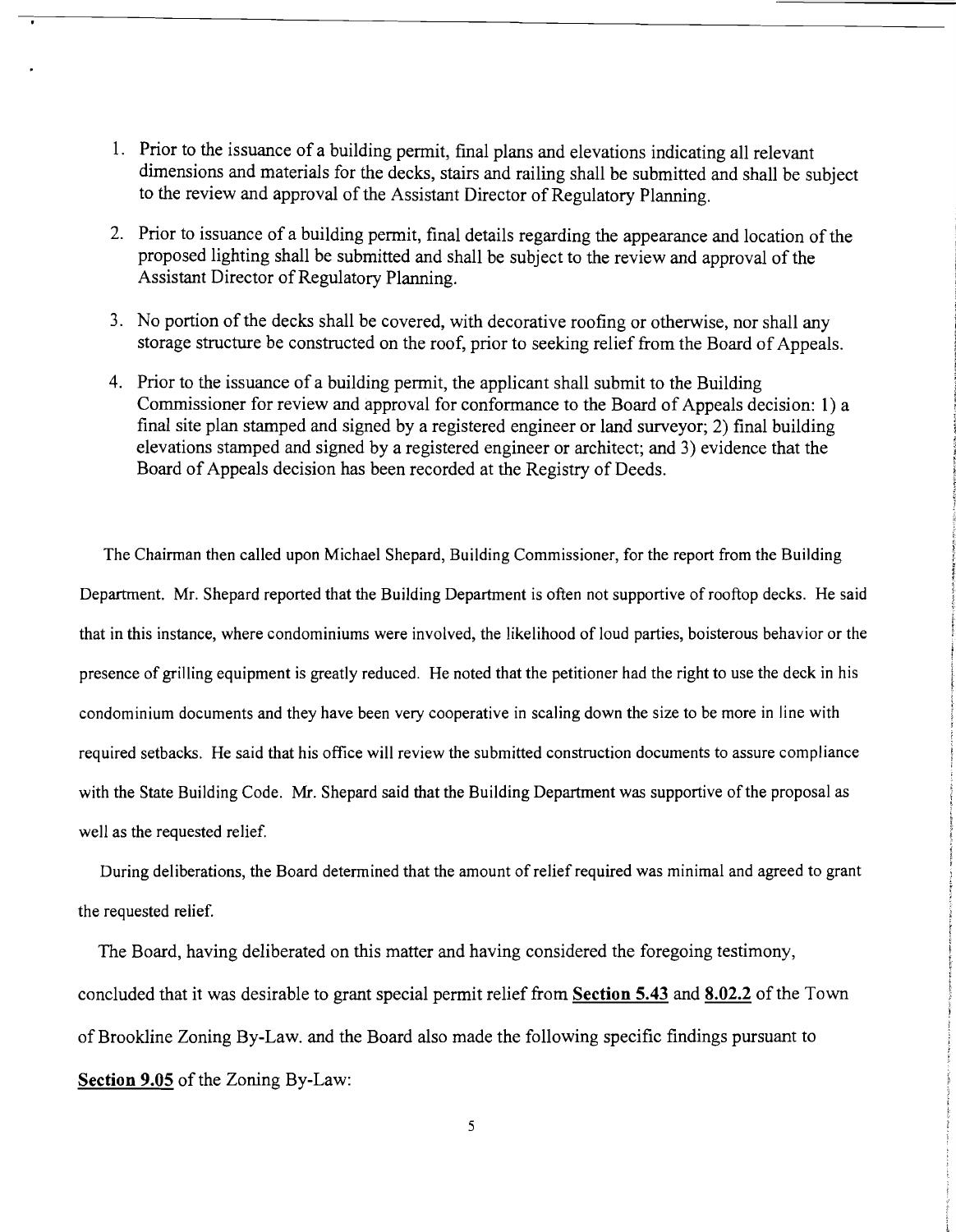1. Prior to the issuance of a building permit, final plans and elevations indicating all relevant dimensions and materials for the decks, stairs and railing shall be submitted and shall be subject to the review and approval of the Assistant Director of Regulatory Planning.

2. Prior to issuance of a building permit, final details regarding the appearance and location of the proposed lighting shall be submitted and shall be subject to the review and approval of the Assistant Director of Regulatory Planning.

3. No portion of the decks shall be covered, with decorative roofing or otherwise, nor shall any storage structure be constructed on the roof, prior to seeking relief from the Board of Appeals.

4. Prior to the issuance of a building permit, the applicant shall submit to the Building Commissioner for review and approval for conformance to the Board of Appeals decision: 1) a final site plan stamped and signed by a registered engineer or land surveyor; 2) final building elevations stamped and signed by a registered engineer or architect; and 3) evidence that the Board of Appeals decision has been recorded at the Registry of Deeds.

The Chairman then called upon Michael Shepard, Building Commissioner, for the report from the Building Department. Mr. Shepard reported that the Building Department is often not supportive of rooftop decks. He said that in this instance, where condominiums were involved, the likelihood of loud parties, boisterous behavior or the presence of grilling equipment is greatly reduced. He noted that the petitioner had the right to use the deck in his condominium documents and they have been very cooperative in scaling down the size to be more in line with required setbacks. He said that his office will review the submitted construction documents to assure compliance with the State Building Code. Mr. Shepard said that the Building Department was supportive of the proposal as well as the requested relief.

During deliberations, the Board determined that the amount of relief required was minimal and agreed to grant the requested relief.

The Board, having deliberated on this matter and having considered the foregoing testimony, concluded that it was desirable to grant special permit relief from **Section 5.43** and **8.02.2** of the Town of Brookline Zoning By-Law. and the Board also made the following specific findings pursuant to **Section 9.05** of the Zoning By-Law: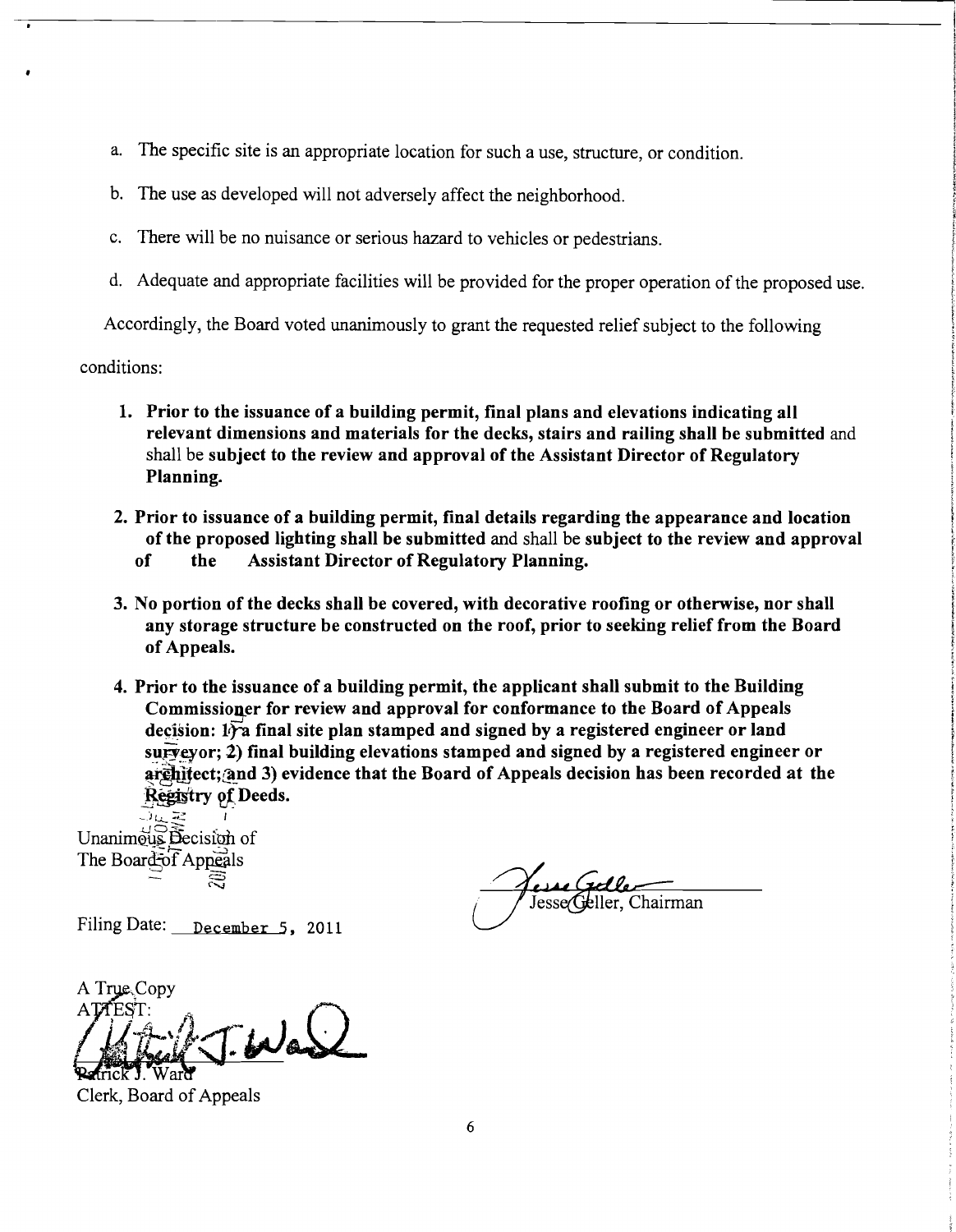a. The specific site is an appropriate location for such a use, structure, or condition.

b. The use as developed will not adversely affect the neighborhood.

c. There will be no nuisance or serious hazard to vehicles or pedestrians.

d. Adequate and appropriate facilities will be provided for the proper operation of the proposed use.

Accordingly, the Board voted unanimously to grant the requested relief subject to the following conditions:

1. **Prior to the issuance of a building permit, final plans and elevations indicating all relevant dimensions and materials for the decks, stairs and railing shall be submitted** and shall be **subject to the review and approval of the Assistant Director of Regulatory Planning.**

2. **Prior to issuance of a building permit, final details regarding the appearance and location of the proposed lighting shall be submitted** and shall be **subject to the review and approval of the Assistant Director of Regulatory Planning.**

3. **No portion of the decks shall be covered, with decorative roofing or otherwise, nor shall any storage structure be constructed on the roof, prior to seeking relief from the Board of Appeals.**

4. **Prior to the issuance of a building permit, the applicant shall submit to the Building Commissioner for review and approval for conformance to the Board of Appeals decision: 1) a final site plan stamped and signed by a registered engineer or land surveyor; 2) final building elevations stamped and signed by a registered engineer or architect; and 3) evidence that the Board of Appeals decision has been recorded at the Registry of Deeds.**

Unanimous Decision of
The Board of Appeals

Jesse Geller, Chairman

Filing Date: December 5, 2011

A True Copy
ATTEST:

Patrick J. Ward
Clerk, Board of Appeals